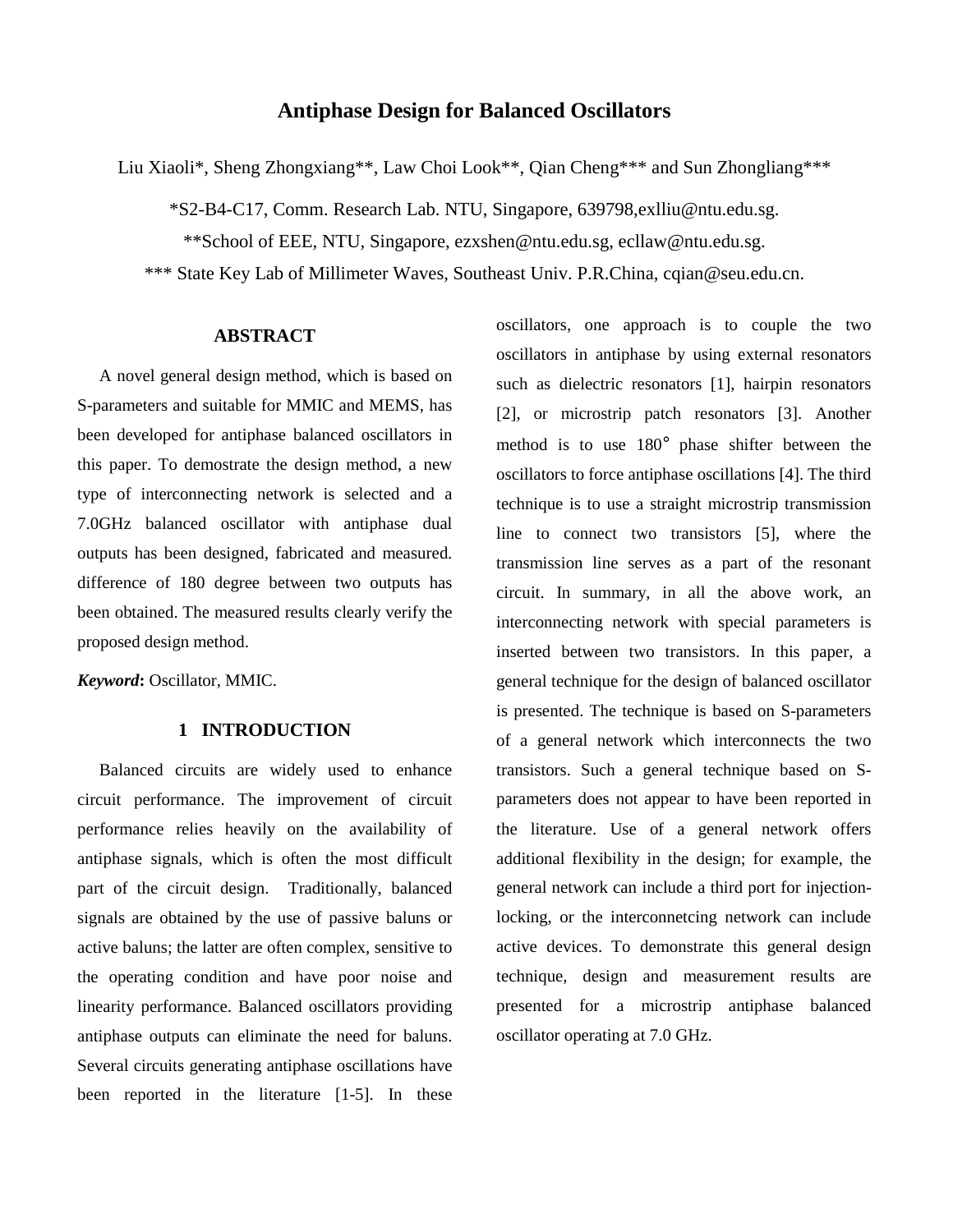# Antiphase Design for Balanced Oscillators

Liu Xiaoli*, Sheng Zhongxiang**, Law Choi Look**, Qian Cheng*** and Sun Zhongliang***

*S2-B4-C17, Comm. Research Lab. NTU, Singapore, 639798,exlliu@ntu.edu.sg.

**School of EEE, NTU, Singapore, ezxshen@ntu.edu.sg, ecllaw@ntu.edu.sg.

*** State Key Lab of Millimeter Waves, Southeast Univ. P.R.China, cqian@seu.edu.cn.

## ABSTRACT

A novel general design method, which is based on S-parameters and suitable for MMIC and MEMS, has been developed for antiphase balanced oscillators in this paper. To demostrate the design method, a new type of interconnecting network is selected and a 7.0GHz balanced oscillator with antiphase dual outputs has been designed, fabricated and measured. difference of 180 degree between two outputs has been obtained. The measured results clearly verify the proposed design method.

***Keyword*:** Oscillator, MMIC.

## 1 INTRODUCTION

Balanced circuits are widely used to enhance circuit performance. The improvement of circuit performance relies heavily on the availability of antiphase signals, which is often the most difficult part of the circuit design. Traditionally, balanced signals are obtained by the use of passive baluns or active baluns; the latter are often complex, sensitive to the operating condition and have poor noise and linearity performance. Balanced oscillators providing antiphase outputs can eliminate the need for baluns. Several circuits generating antiphase oscillations have been reported in the literature [1-5]. In these oscillators, one approach is to couple the two oscillators in antiphase by using external resonators such as dielectric resonators [1], hairpin resonators [2], or microstrip patch resonators [3]. Another method is to use 180° phase shifter between the oscillators to force antiphase oscillations [4]. The third technique is to use a straight microstrip transmission line to connect two transistors [5], where the transmission line serves as a part of the resonant circuit. In summary, in all the above work, an interconnecting network with special parameters is inserted between two transistors. In this paper, a general technique for the design of balanced oscillator is presented. The technique is based on S-parameters of a general network which interconnects the two transistors. Such a general technique based on S-parameters does not appear to have been reported in the literature. Use of a general network offers additional flexibility in the design; for example, the general network can include a third port for injection-locking, or the interconnetcing network can include active devices. To demonstrate this general design technique, design and measurement results are presented for a microstrip antiphase balanced oscillator operating at 7.0 GHz.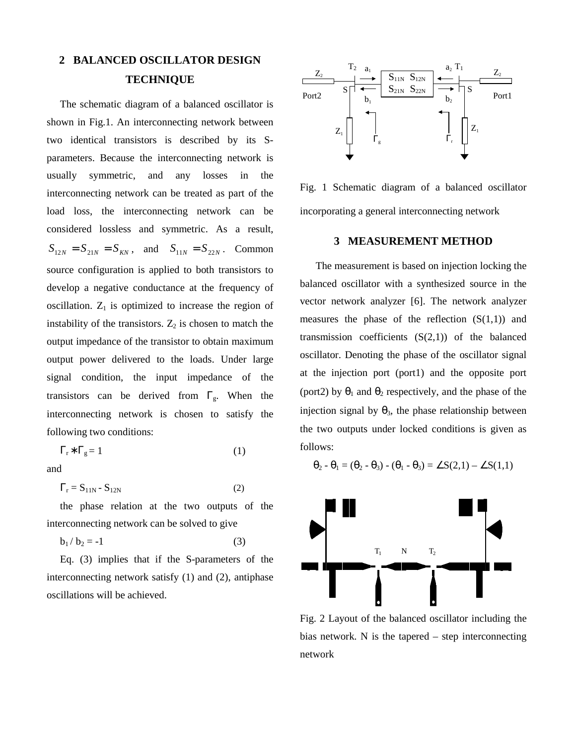## 2 BALANCED OSCILLATOR DESIGN TECHNIQUE

The schematic diagram of a balanced oscillator is shown in Fig.1. An interconnecting network between two identical transistors is described by its S-parameters. Because the interconnecting network is usually symmetric, and any losses in the interconnecting network can be treated as part of the load loss, the interconnecting network can be considered lossless and symmetric. As a result, $S_{12N} = S_{21N} = S_{KN}$, and $S_{11N} = S_{22N}$. Common source configuration is applied to both transistors to develop a negative conductance at the frequency of oscillation. $Z_1$ is optimized to increase the region of instability of the transistors. $Z_2$ is chosen to match the output impedance of the transistor to obtain maximum output power delivered to the loads. Under large signal condition, the input impedance of the transistors can be derived from $\Gamma_g$. When the interconnecting network is chosen to satisfy the following two conditions:

$$\Gamma_r * \Gamma_g = 1 \quad (1)$$

and

$$\Gamma_r = S_{11N} - S_{12N} \quad (2)$$

the phase relation at the two outputs of the interconnecting network can be solved to give

$$b_1 / b_2 = -1 \quad (3)$$

Eq. (3) implies that if the S-parameters of the interconnecting network satisfy (1) and (2), antiphase oscillations will be achieved.

Fig. 1 Schematic diagram of a balanced oscillator incorporating a general interconnecting network

## 3 MEASUREMENT METHOD

The measurement is based on injection locking the balanced oscillator with a synthesized source in the vector network analyzer [6]. The network analyzer measures the phase of the reflection (S(1,1)) and transmission coefficients (S(2,1)) of the balanced oscillator. Denoting the phase of the oscillator signal at the injection port (port1) and the opposite port (port2) by $\theta_1$ and $\theta_2$ respectively, and the phase of the injection signal by $\theta_3$, the phase relationship between the two outputs under locked conditions is given as follows:

$$\theta_2 - \theta_1 = (\theta_2 - \theta_3) - (\theta_1 - \theta_3) = \angle S(2,1) - \angle S(1,1)$$

Fig. 2 Layout of the balanced oscillator including the bias network. N is the tapered – step interconnecting network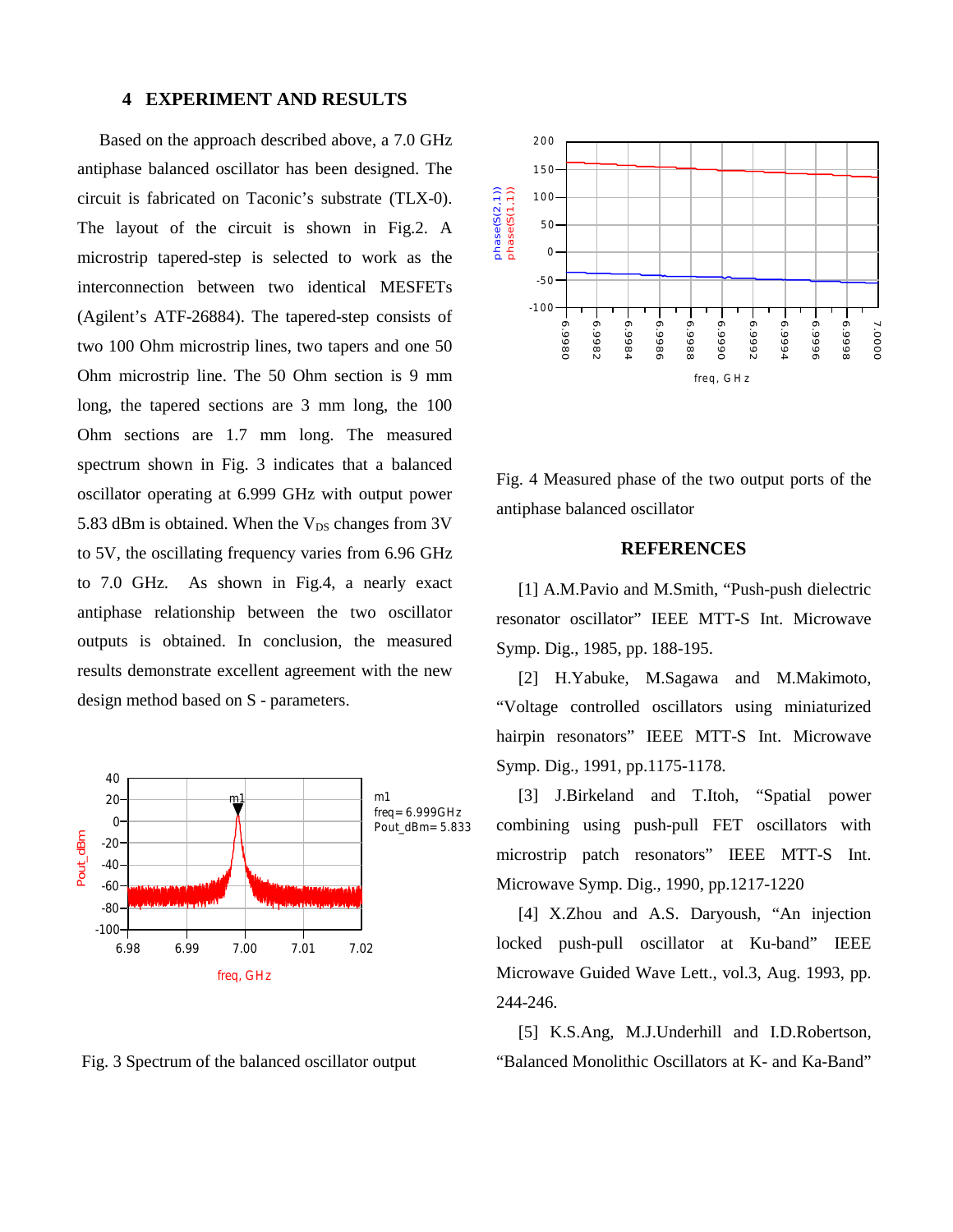## 4 EXPERIMENT AND RESULTS

Based on the approach described above, a 7.0 GHz antiphase balanced oscillator has been designed. The circuit is fabricated on Taconic's substrate (TLX-0). The layout of the circuit is shown in Fig.2. A microstrip tapered-step is selected to work as the interconnection between two identical MESFETs (Agilent's ATF-26884). The tapered-step consists of two 100 Ohm microstrip lines, two tapers and one 50 Ohm microstrip line. The 50 Ohm section is 9 mm long, the tapered sections are 3 mm long, the 100 Ohm sections are 1.7 mm long. The measured spectrum shown in Fig. 3 indicates that a balanced oscillator operating at 6.999 GHz with output power 5.83 dBm is obtained. When the $V_{DS}$ changes from 3V to 5V, the oscillating frequency varies from 6.96 GHz to 7.0 GHz. As shown in Fig.4, a nearly exact antiphase relationship between the two oscillator outputs is obtained. In conclusion, the measured results demonstrate excellent agreement with the new design method based on S - parameters.

m1
freq=6.999GHz
Pout_dBm=5.833
Pout_dBm
freq, GHz
6.98 6.99 7.00 7.01 7.02
40 20 0 -20 -40 -60 -80 -100

Fig. 3 Spectrum of the balanced oscillator output

phase(S(2,1))
phase(S(1,1))
200 150 100 50 0 -50 -100
6.9980 6.9982 6.9984 6.9986 6.9988 6.9990 6.9992 6.9994 6.9996 6.9998 7.0000
freq, GHz

Fig. 4 Measured phase of the two output ports of the antiphase balanced oscillator

## REFERENCES

[1] A.M.Pavio and M.Smith, "Push-push dielectric resonator oscillator" IEEE MTT-S Int. Microwave Symp. Dig., 1985, pp. 188-195.

[2] H.Yabuke, M.Sagawa and M.Makimoto, "Voltage controlled oscillators using miniaturized hairpin resonators" IEEE MTT-S Int. Microwave Symp. Dig., 1991, pp.1175-1178.

[3] J.Birkeland and T.Itoh, "Spatial power combining using push-pull FET oscillators with microstrip patch resonators" IEEE MTT-S Int. Microwave Symp. Dig., 1990, pp.1217-1220

[4] X.Zhou and A.S. Daryoush, "An injection locked push-pull oscillator at Ku-band" IEEE Microwave Guided Wave Lett., vol.3, Aug. 1993, pp. 244-246.

[5] K.S.Ang, M.J.Underhill and I.D.Robertson, "Balanced Monolithic Oscillators at K- and Ka-Band"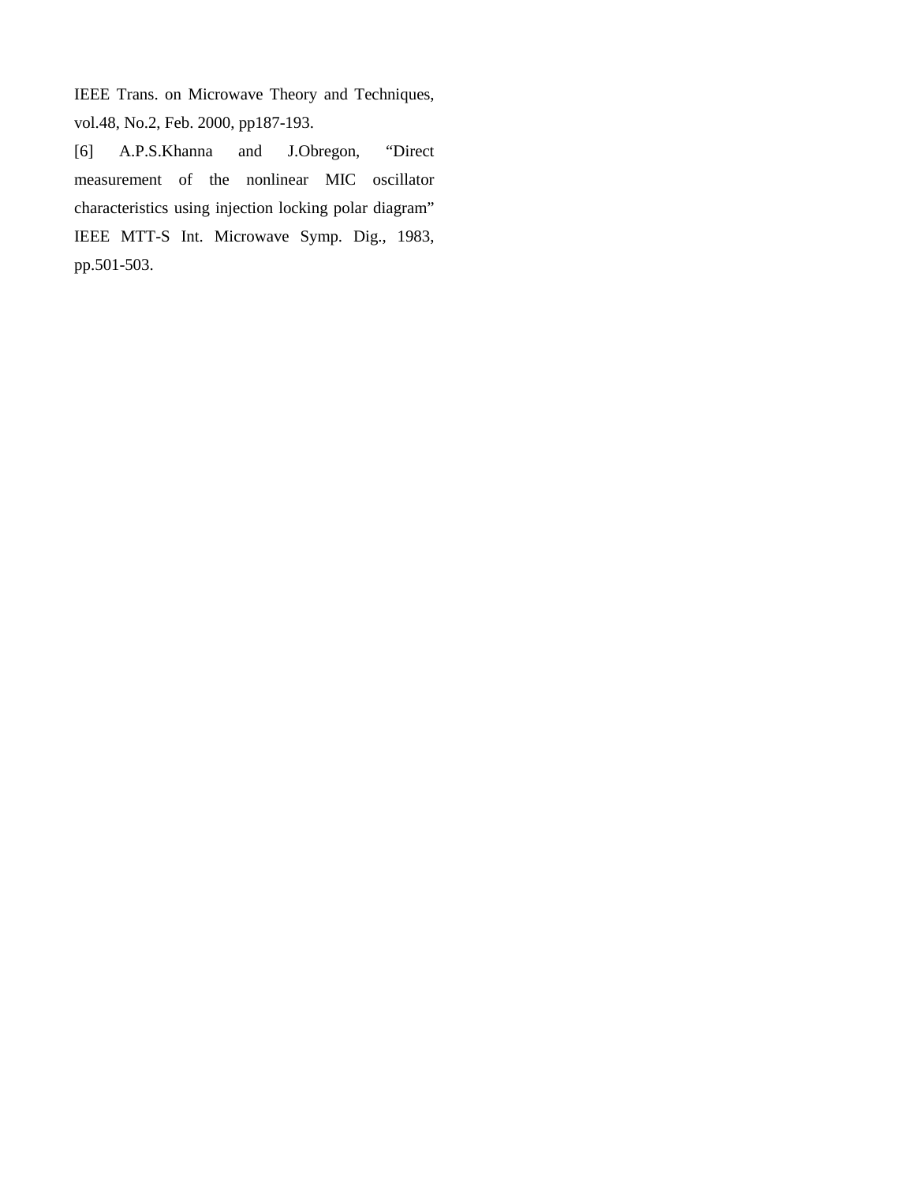IEEE Trans. on Microwave Theory and Techniques, vol.48, No.2, Feb. 2000, pp187-193.

[6] A.P.S.Khanna and J.Obregon, “Direct measurement of the nonlinear MIC oscillator characteristics using injection locking polar diagram” IEEE MTT-S Int. Microwave Symp. Dig., 1983, pp.501-503.